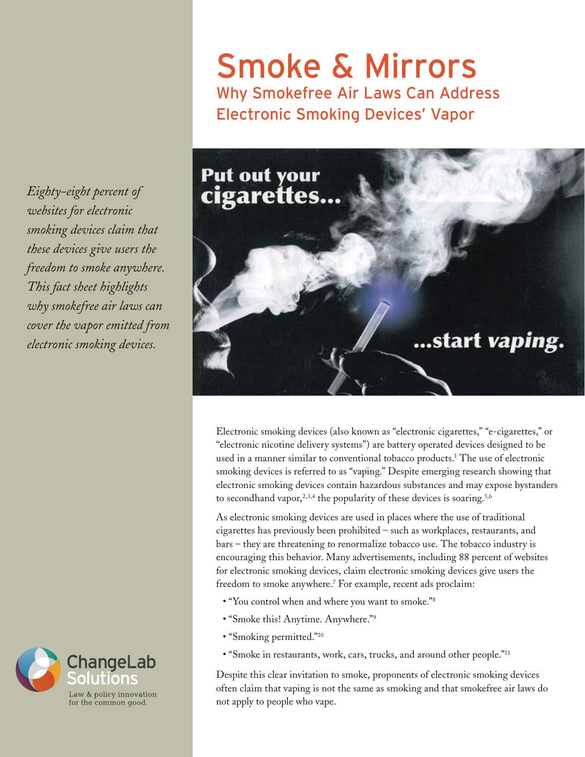# Smoke & Mirrors

## Why Smokefree Air Laws Can Address Electronic Smoking Devices' Vapor

*Eighty-eight percent of websites for electronic smoking devices claim that these devices give users the freedom to smoke anywhere. This fact sheet highlights why smokefree air laws can cover the vapor emitted from electronic smoking devices.*

Electronic smoking devices (also known as "electronic cigarettes," "e-cigarettes," or "electronic nicotine delivery systems") are battery operated devices designed to be used in a manner similar to conventional tobacco products.[1] The use of electronic smoking devices is referred to as "vaping." Despite emerging research showing that electronic smoking devices contain hazardous substances and may expose bystanders to secondhand vapor,[2,3,4] the popularity of these devices is soaring.[5,6]

As electronic smoking devices are used in places where the use of traditional cigarettes has previously been prohibited – such as workplaces, restaurants, and bars – they are threatening to renormalize tobacco use. The tobacco industry is encouraging this behavior. Many advertisements, including 88 percent of websites for electronic smoking devices, claim electronic smoking devices give users the freedom to smoke anywhere.[7] For example, recent ads proclaim:

- "You control when and where you want to smoke."[8]
- "Smoke this! Anytime. Anywhere."[9]
- "Smoking permitted."[10]
- "Smoke in restaurants, work, cars, trucks, and around other people."[11]

Despite this clear invitation to smoke, proponents of electronic smoking devices often claim that vaping is not the same as smoking and that smokefree air laws do not apply to people who vape.

ChangeLab Solutions
Law & policy innovation for the common good.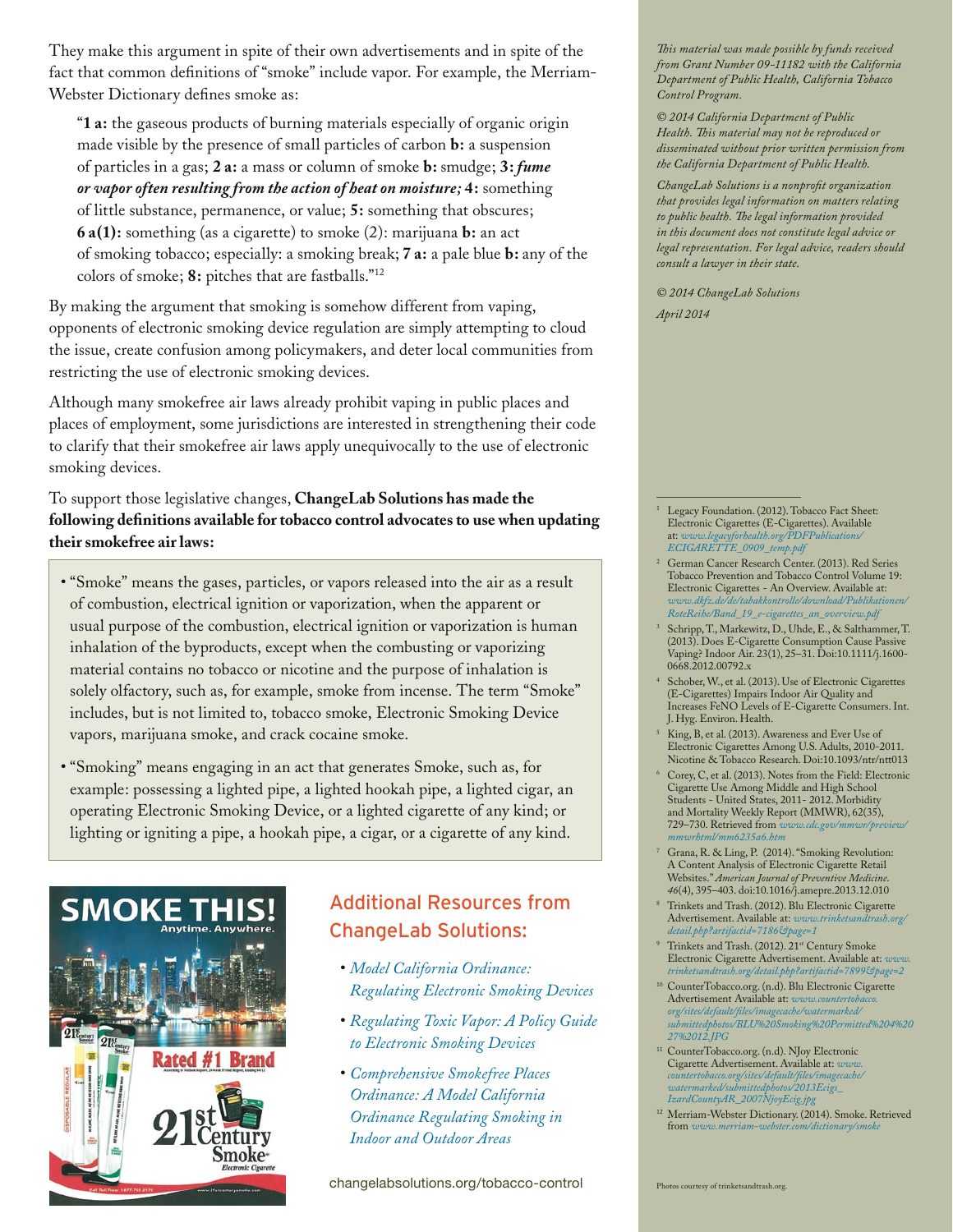They make this argument in spite of their own advertisements and in spite of the fact that common definitions of "smoke" include vapor. For example, the Merriam-Webster Dictionary defines smoke as:

> "**1 a:** the gaseous products of burning materials especially of organic origin made visible by the presence of small particles of carbon **b:** a suspension of particles in a gas; **2 a:** a mass or column of smoke **b:** smudge; **3:** ***fume or vapor often resulting from the action of heat on moisture;*** **4:** something of little substance, permanence, or value; **5:** something that obscures; **6 a(1):** something (as a cigarette) to smoke (2): marijuana **b:** an act of smoking tobacco; especially: a smoking break; **7 a:** a pale blue **b:** any of the colors of smoke; **8:** pitches that are fastballs."[12]

By making the argument that smoking is somehow different from vaping, opponents of electronic smoking device regulation are simply attempting to cloud the issue, create confusion among policymakers, and deter local communities from restricting the use of electronic smoking devices.

Although many smokefree air laws already prohibit vaping in public places and places of employment, some jurisdictions are interested in strengthening their code to clarify that their smokefree air laws apply unequivocally to the use of electronic smoking devices.

To support those legislative changes, **ChangeLab Solutions has made the following definitions available for tobacco control advocates to use when updating their smokefree air laws:**

- "Smoke" means the gases, particles, or vapors released into the air as a result of combustion, electrical ignition or vaporization, when the apparent or usual purpose of the combustion, electrical ignition or vaporization is human inhalation of the byproducts, except when the combusting or vaporizing material contains no tobacco or nicotine and the purpose of inhalation is solely olfactory, such as, for example, smoke from incense. The term "Smoke" includes, but is not limited to, tobacco smoke, Electronic Smoking Device vapors, marijuana smoke, and crack cocaine smoke.
- "Smoking" means engaging in an act that generates Smoke, such as, for example: possessing a lighted pipe, a lighted hookah pipe, a lighted cigar, an operating Electronic Smoking Device, or a lighted cigarette of any kind; or lighting or igniting a pipe, a hookah pipe, a cigar, or a cigarette of any kind.

## Additional Resources from ChangeLab Solutions:

- *Model California Ordinance: Regulating Electronic Smoking Devices*
- *Regulating Toxic Vapor: A Policy Guide to Electronic Smoking Devices*
- *Comprehensive Smokefree Places Ordinance: A Model California Ordinance Regulating Smoking in Indoor and Outdoor Areas*

changelabsolutions.org/tobacco-control

*This material was made possible by funds received from Grant Number 09-11182 with the California Department of Public Health, California Tobacco Control Program.*

*© 2014 California Department of Public Health. This material may not be reproduced or disseminated without prior written permission from the California Department of Public Health.*

*ChangeLab Solutions is a nonprofit organization that provides legal information on matters relating to public health. The legal information provided in this document does not constitute legal advice or legal representation. For legal advice, readers should consult a lawyer in their state.*

*© 2014 ChangeLab Solutions*

*April 2014*

---

1. Legacy Foundation. (2012). Tobacco Fact Sheet: Electronic Cigarettes (E-Cigarettes). Available at: *www.legacyforhealth.org/PDFPublications/ECIGARETTE_0909_temp.pdf*
2. German Cancer Research Center. (2013). Red Series Tobacco Prevention and Tobacco Control Volume 19: Electronic Cigarettes - An Overview. Available at: *www.dkfz.de/de/tabakkontrolle/download/Publikationen/RoteReihe/Band_19_e-cigarettes_an_overview.pdf*
3. Schripp, T., Markewitz, D., Uhde, E., & Salthammer, T. (2013). Does E-Cigarette Consumption Cause Passive Vaping? Indoor Air. 23(1), 25–31. Doi:10.1111/j.1600-0668.2012.00792.x
4. Schober, W., et al. (2013). Use of Electronic Cigarettes (E-Cigarettes) Impairs Indoor Air Quality and Increases FeNO Levels of E-Cigarette Consumers. Int. J. Hyg. Environ. Health.
5. King, B, et al. (2013). Awareness and Ever Use of Electronic Cigarettes Among U.S. Adults, 2010-2011. Nicotine & Tobacco Research. Doi:10.1093/ntr/ntt013
6. Corey, C, et al. (2013). Notes from the Field: Electronic Cigarette Use Among Middle and High School Students - United States, 2011- 2012. Morbidity and Mortality Weekly Report (MMWR), 62(35), 729–730. Retrieved from *www.cdc.gov/mmwr/preview/mmwrhtml/mm6235a6.htm*
7. Grana, R. & Ling, P. (2014). "Smoking Revolution: A Content Analysis of Electronic Cigarette Retail Websites." *American Journal of Preventive Medicine. 46*(4), 395–403. doi:10.1016/j.amepre.2013.12.010
8. Trinkets and Trash. (2012). Blu Electronic Cigarette Advertisement. Available at: *www.trinketsandtrash.org/detail.php?artifactid=7186&page=1*
9. Trinkets and Trash. (2012). 21st Century Smoke Electronic Cigarette Advertisement. Available at: *www.trinketsandtrash.org/detail.php?artifactid=7899&page=2*
10. CounterTobacco.org. (n.d). Blu Electronic Cigarette Advertisement Available at: *www.countertobacco.org/sites/default/files/imagecache/watermarked/submittedphotos/BLU%20Smoking%20Permitted%204%2027%2012.JPG*
11. CounterTobacco.org. (n.d). NJoy Electronic Cigarette Advertisement. Available at: *www.countertobacco.org/sites/default/files/imagecache/watermarked/submittedphotos/2013Ecigs_IzardCountyAR_2007NjoyEcig.jpg*
12. Merriam-Webster Dictionary. (2014). Smoke. Retrieved from *www.merriam-webster.com/dictionary/smoke*

Photos courtesy of trinketsandtrash.org.